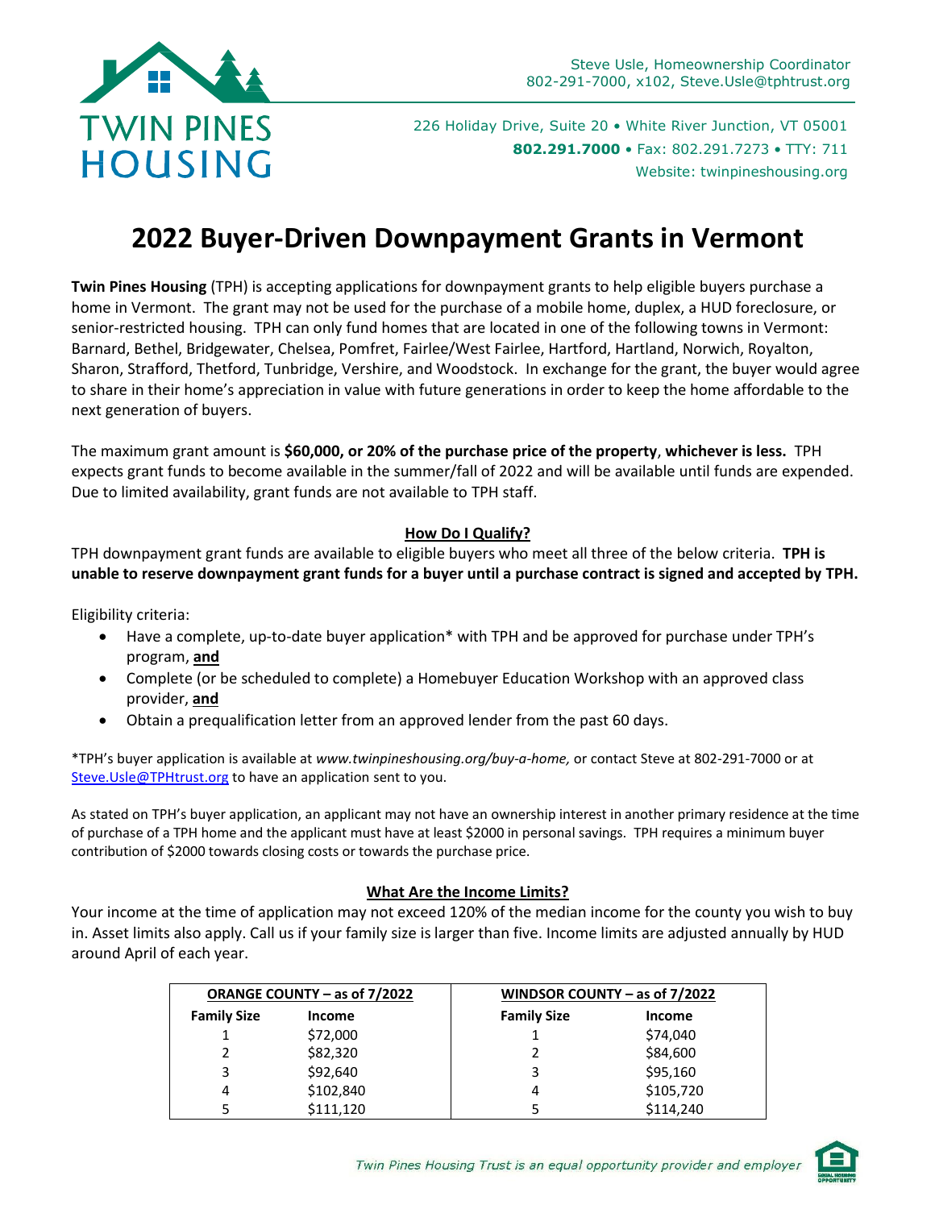TWIN PINES HOUSING

Steve Usle, Homeownership Coordinator
802-291-7000, x102, Steve.Usle@tphtrust.org

226 Holiday Drive, Suite 20 • White River Junction, VT 05001
**802.291.7000** • Fax: 802.291.7273 • TTY: 711
Website: twinpineshousing.org

# 2022 Buyer-Driven Downpayment Grants in Vermont

**Twin Pines Housing** (TPH) is accepting applications for downpayment grants to help eligible buyers purchase a home in Vermont. The grant may not be used for the purchase of a mobile home, duplex, a HUD foreclosure, or senior-restricted housing. TPH can only fund homes that are located in one of the following towns in Vermont: Barnard, Bethel, Bridgewater, Chelsea, Pomfret, Fairlee/West Fairlee, Hartford, Hartland, Norwich, Royalton, Sharon, Strafford, Thetford, Tunbridge, Vershire, and Woodstock. In exchange for the grant, the buyer would agree to share in their home's appreciation in value with future generations in order to keep the home affordable to the next generation of buyers.

The maximum grant amount is **$60,000, or 20% of the purchase price of the property**, **whichever is less.** TPH expects grant funds to become available in the summer/fall of 2022 and will be available until funds are expended. Due to limited availability, grant funds are not available to TPH staff.

## How Do I Qualify?

TPH downpayment grant funds are available to eligible buyers who meet all three of the below criteria. **TPH is unable to reserve downpayment grant funds for a buyer until a purchase contract is signed and accepted by TPH.**

Eligibility criteria:

- Have a complete, up-to-date buyer application* with TPH and be approved for purchase under TPH's program, **and**
- Complete (or be scheduled to complete) a Homebuyer Education Workshop with an approved class provider, **and**
- Obtain a prequalification letter from an approved lender from the past 60 days.

*TPH's buyer application is available at *www.twinpineshousing.org/buy-a-home,* or contact Steve at 802-291-7000 or at Steve.Usle@TPHtrust.org to have an application sent to you.

As stated on TPH's buyer application, an applicant may not have an ownership interest in another primary residence at the time of purchase of a TPH home and the applicant must have at least $2000 in personal savings. TPH requires a minimum buyer contribution of $2000 towards closing costs or towards the purchase price.

## What Are the Income Limits?

Your income at the time of application may not exceed 120% of the median income for the county you wish to buy in. Asset limits also apply. Call us if your family size is larger than five. Income limits are adjusted annually by HUD around April of each year.

| ORANGE COUNTY – as of 7/2022 | | WINDSOR COUNTY – as of 7/2022 | |
|---|---|---|---|
| **Family Size** | **Income** | **Family Size** | **Income** |
| 1 | $72,000 | 1 | $74,040 |
| 2 | $82,320 | 2 | $84,600 |
| 3 | $92,640 | 3 | $95,160 |
| 4 | $102,840 | 4 | $105,720 |
| 5 | $111,120 | 5 | $114,240 |

*Twin Pines Housing Trust is an equal opportunity provider and employer*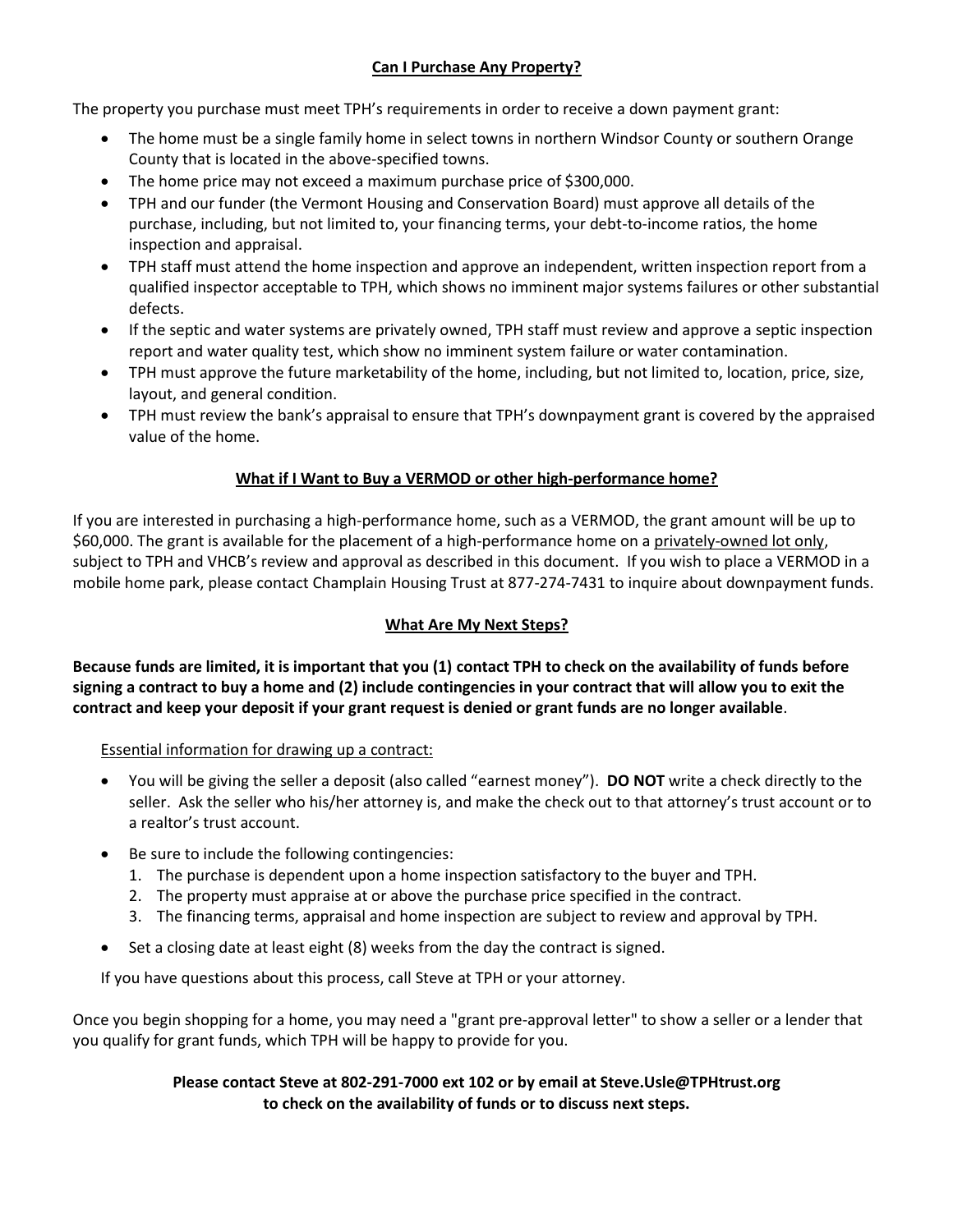## Can I Purchase Any Property?

The property you purchase must meet TPH's requirements in order to receive a down payment grant:

- The home must be a single family home in select towns in northern Windsor County or southern Orange County that is located in the above-specified towns.
- The home price may not exceed a maximum purchase price of $300,000.
- TPH and our funder (the Vermont Housing and Conservation Board) must approve all details of the purchase, including, but not limited to, your financing terms, your debt-to-income ratios, the home inspection and appraisal.
- TPH staff must attend the home inspection and approve an independent, written inspection report from a qualified inspector acceptable to TPH, which shows no imminent major systems failures or other substantial defects.
- If the septic and water systems are privately owned, TPH staff must review and approve a septic inspection report and water quality test, which show no imminent system failure or water contamination.
- TPH must approve the future marketability of the home, including, but not limited to, location, price, size, layout, and general condition.
- TPH must review the bank's appraisal to ensure that TPH's downpayment grant is covered by the appraised value of the home.

## What if I Want to Buy a VERMOD or other high-performance home?

If you are interested in purchasing a high-performance home, such as a VERMOD, the grant amount will be up to $60,000. The grant is available for the placement of a high-performance home on a privately-owned lot only, subject to TPH and VHCB's review and approval as described in this document. If you wish to place a VERMOD in a mobile home park, please contact Champlain Housing Trust at 877-274-7431 to inquire about downpayment funds.

## What Are My Next Steps?

**Because funds are limited, it is important that you (1) contact TPH to check on the availability of funds before signing a contract to buy a home and (2) include contingencies in your contract that will allow you to exit the contract and keep your deposit if your grant request is denied or grant funds are no longer available**.

Essential information for drawing up a contract:

- You will be giving the seller a deposit (also called "earnest money"). **DO NOT** write a check directly to the seller. Ask the seller who his/her attorney is, and make the check out to that attorney's trust account or to a realtor's trust account.
- Be sure to include the following contingencies:
  1. The purchase is dependent upon a home inspection satisfactory to the buyer and TPH.
  2. The property must appraise at or above the purchase price specified in the contract.
  3. The financing terms, appraisal and home inspection are subject to review and approval by TPH.
- Set a closing date at least eight (8) weeks from the day the contract is signed.

If you have questions about this process, call Steve at TPH or your attorney.

Once you begin shopping for a home, you may need a "grant pre-approval letter" to show a seller or a lender that you qualify for grant funds, which TPH will be happy to provide for you.

**Please contact Steve at 802-291-7000 ext 102 or by email at Steve.Usle@TPHtrust.org to check on the availability of funds or to discuss next steps.**